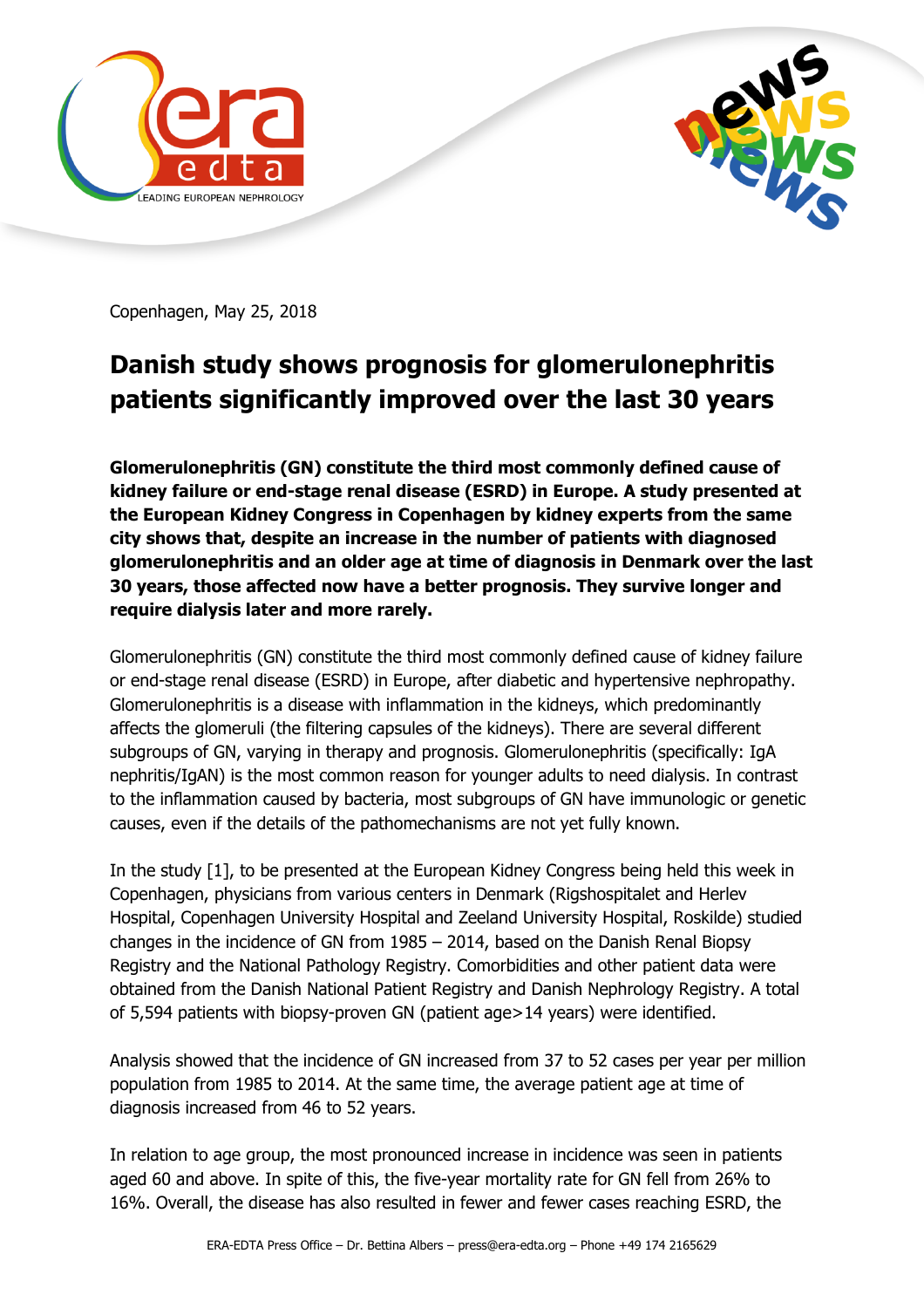Copenhagen, May 25, 2018

# Danish study shows prognosis for glomerulonephritis patients significantly improved over the last 30 years

**Glomerulonephritis (GN) constitute the third most commonly defined cause of kidney failure or end-stage renal disease (ESRD) in Europe. A study presented at the European Kidney Congress in Copenhagen by kidney experts from the same city shows that, despite an increase in the number of patients with diagnosed glomerulonephritis and an older age at time of diagnosis in Denmark over the last 30 years, those affected now have a better prognosis. They survive longer and require dialysis later and more rarely.**

Glomerulonephritis (GN) constitute the third most commonly defined cause of kidney failure or end-stage renal disease (ESRD) in Europe, after diabetic and hypertensive nephropathy. Glomerulonephritis is a disease with inflammation in the kidneys, which predominantly affects the glomeruli (the filtering capsules of the kidneys). There are several different subgroups of GN, varying in therapy and prognosis. Glomerulonephritis (specifically: IgA nephritis/IgAN) is the most common reason for younger adults to need dialysis. In contrast to the inflammation caused by bacteria, most subgroups of GN have immunologic or genetic causes, even if the details of the pathomechanisms are not yet fully known.

In the study [1], to be presented at the European Kidney Congress being held this week in Copenhagen, physicians from various centers in Denmark (Rigshospitalet and Herlev Hospital, Copenhagen University Hospital and Zeeland University Hospital, Roskilde) studied changes in the incidence of GN from 1985 – 2014, based on the Danish Renal Biopsy Registry and the National Pathology Registry. Comorbidities and other patient data were obtained from the Danish National Patient Registry and Danish Nephrology Registry. A total of 5,594 patients with biopsy-proven GN (patient age>14 years) were identified.

Analysis showed that the incidence of GN increased from 37 to 52 cases per year per million population from 1985 to 2014. At the same time, the average patient age at time of diagnosis increased from 46 to 52 years.

In relation to age group, the most pronounced increase in incidence was seen in patients aged 60 and above. In spite of this, the five-year mortality rate for GN fell from 26% to 16%. Overall, the disease has also resulted in fewer and fewer cases reaching ESRD, the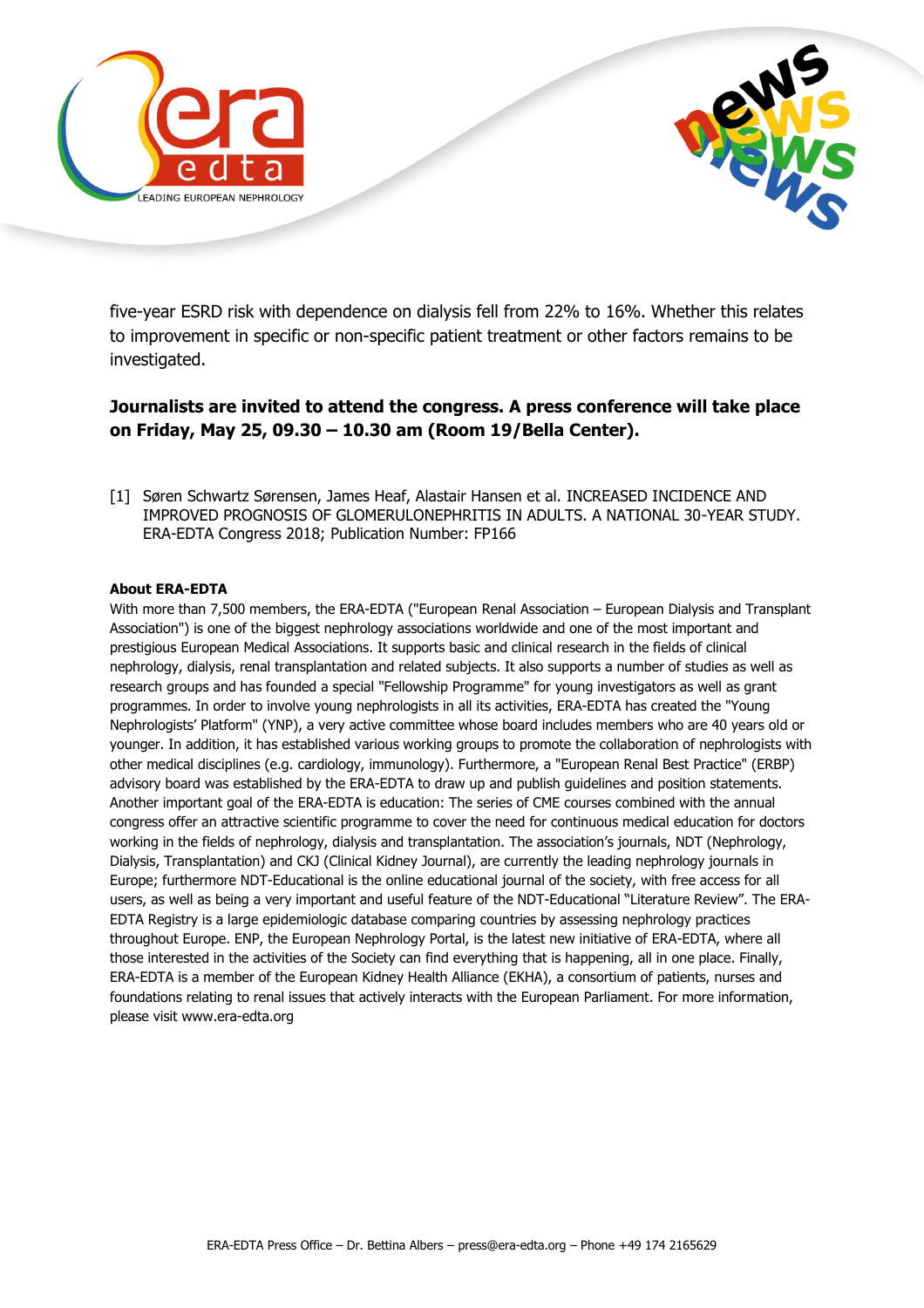five-year ESRD risk with dependence on dialysis fell from 22% to 16%. Whether this relates to improvement in specific or non-specific patient treatment or other factors remains to be investigated.

**Journalists are invited to attend the congress. A press conference will take place on Friday, May 25, 09.30 – 10.30 am (Room 19/Bella Center).**

[1] Søren Schwartz Sørensen, James Heaf, Alastair Hansen et al. INCREASED INCIDENCE AND IMPROVED PROGNOSIS OF GLOMERULONEPHRITIS IN ADULTS. A NATIONAL 30-YEAR STUDY. ERA-EDTA Congress 2018; Publication Number: FP166

**About ERA-EDTA**

With more than 7,500 members, the ERA-EDTA ("European Renal Association – European Dialysis and Transplant Association") is one of the biggest nephrology associations worldwide and one of the most important and prestigious European Medical Associations. It supports basic and clinical research in the fields of clinical nephrology, dialysis, renal transplantation and related subjects. It also supports a number of studies as well as research groups and has founded a special "Fellowship Programme" for young investigators as well as grant programmes. In order to involve young nephrologists in all its activities, ERA-EDTA has created the "Young Nephrologists' Platform" (YNP), a very active committee whose board includes members who are 40 years old or younger. In addition, it has established various working groups to promote the collaboration of nephrologists with other medical disciplines (e.g. cardiology, immunology). Furthermore, a "European Renal Best Practice" (ERBP) advisory board was established by the ERA-EDTA to draw up and publish guidelines and position statements. Another important goal of the ERA-EDTA is education: The series of CME courses combined with the annual congress offer an attractive scientific programme to cover the need for continuous medical education for doctors working in the fields of nephrology, dialysis and transplantation. The association's journals, NDT (Nephrology, Dialysis, Transplantation) and CKJ (Clinical Kidney Journal), are currently the leading nephrology journals in Europe; furthermore NDT-Educational is the online educational journal of the society, with free access for all users, as well as being a very important and useful feature of the NDT-Educational "Literature Review". The ERA-EDTA Registry is a large epidemiologic database comparing countries by assessing nephrology practices throughout Europe. ENP, the European Nephrology Portal, is the latest new initiative of ERA-EDTA, where all those interested in the activities of the Society can find everything that is happening, all in one place. Finally, ERA-EDTA is a member of the European Kidney Health Alliance (EKHA), a consortium of patients, nurses and foundations relating to renal issues that actively interacts with the European Parliament. For more information, please visit www.era-edta.org